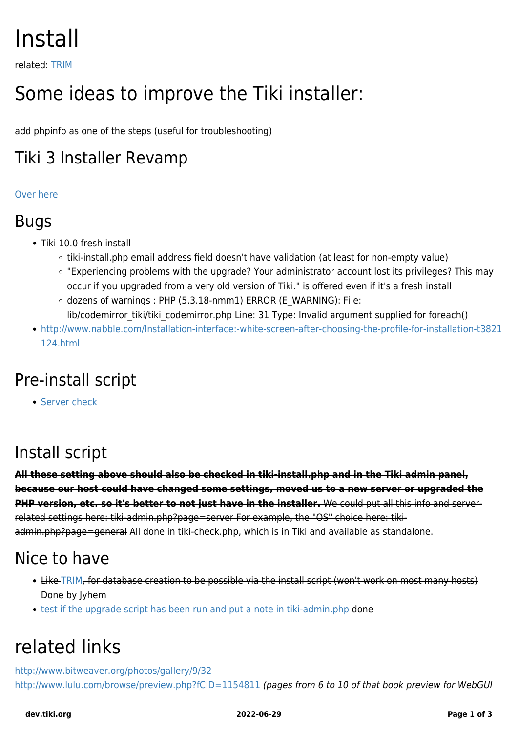# Install

related: TRIM

# Some ideas to improve the Tiki installer:

add phpinfo as one of the steps (useful for troubleshooting)

## Tiki 3 Installer Revamp

Over here

## Bugs

- Tiki 10.0 fresh install
  - tiki-install.php email address field doesn't have validation (at least for non-empty value)
  - "Experiencing problems with the upgrade? Your administrator account lost its privileges? This may occur if you upgraded from a very old version of Tiki." is offered even if it's a fresh install
  - dozens of warnings : PHP (5.3.18-nmm1) ERROR (E_WARNING): File: lib/codemirror_tiki/tiki_codemirror.php Line: 31 Type: Invalid argument supplied for foreach()
- http://www.nabble.com/Installation-interface:-white-screen-after-choosing-the-profile-for-installation-t3821124.html

## Pre-install script

- Server check

## Install script

~~**All these setting above should also be checked in tiki-install.php and in the Tiki admin panel, because our host could have changed some settings, moved us to a new server or upgraded the PHP version, etc. so it's better to not just have in the installer.** We could put all this info and server-related settings here: tiki-admin.php?page=server For example, the "OS" choice here: tiki-admin.php?page=general~~ All done in tiki-check.php, which is in Tiki and available as standalone.

## Nice to have

- ~~Like TRIM, for database creation to be possible via the install script (won't work on most many hosts)~~ Done by Jyhem
- test if the upgrade script has been run and put a note in tiki-admin.php done

# related links

http://www.bitweaver.org/photos/gallery/9/32
http://www.lulu.com/browse/preview.php?fCID=1154811 *(pages from 6 to 10 of that book preview for WebGUI*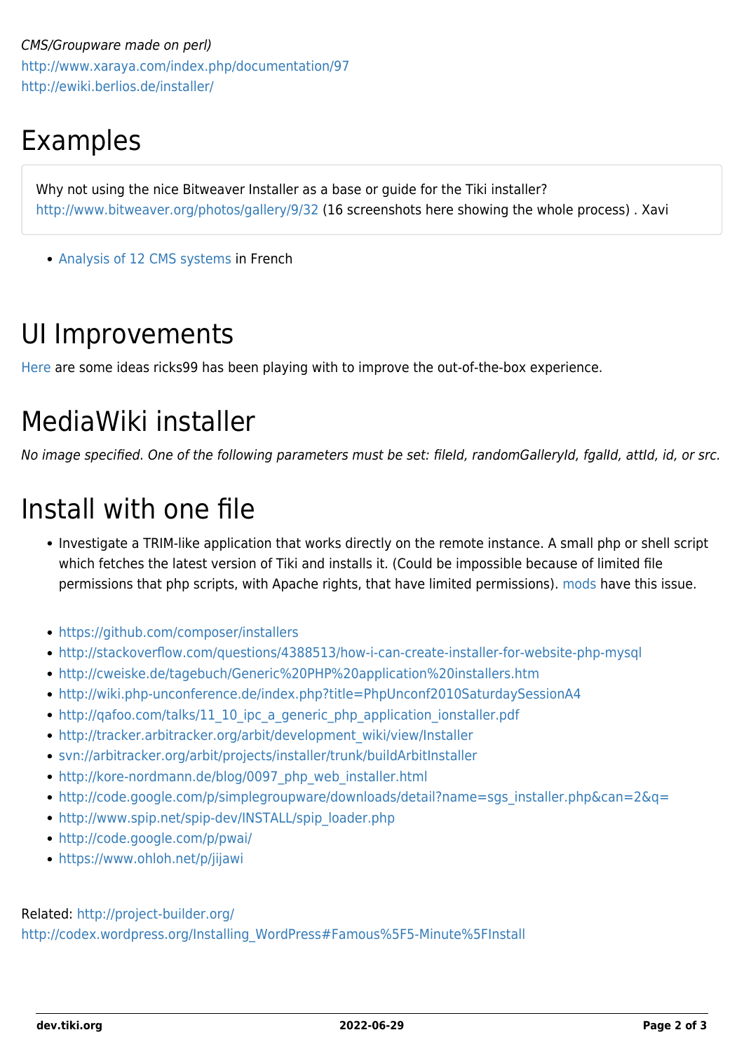*CMS/Groupware made on perl)*
http://www.xaraya.com/index.php/documentation/97
http://ewiki.berlios.de/installer/

# Examples

Why not using the nice Bitweaver Installer as a base or guide for the Tiki installer? http://www.bitweaver.org/photos/gallery/9/32 (16 screenshots here showing the whole process) . Xavi

- Analysis of 12 CMS systems in French

# UI Improvements

Here are some ideas ricks99 has been playing with to improve the out-of-the-box experience.

# MediaWiki installer

*No image specified. One of the following parameters must be set: fileId, randomGalleryId, fgalId, attId, id, or src.*

# Install with one file

- Investigate a TRIM-like application that works directly on the remote instance. A small php or shell script which fetches the latest version of Tiki and installs it. (Could be impossible because of limited file permissions that php scripts, with Apache rights, that have limited permissions). mods have this issue.

- https://github.com/composer/installers
- http://stackoverflow.com/questions/4388513/how-i-can-create-installer-for-website-php-mysql
- http://cweiske.de/tagebuch/Generic%20PHP%20application%20installers.htm
- http://wiki.php-unconference.de/index.php?title=PhpUnconf2010SaturdaySessionA4
- http://qafoo.com/talks/11_10_ipc_a_generic_php_application_ionstaller.pdf
- http://tracker.arbitracker.org/arbit/development_wiki/view/Installer
- svn://arbitracker.org/arbit/projects/installer/trunk/buildArbitInstaller
- http://kore-nordmann.de/blog/0097_php_web_installer.html
- http://code.google.com/p/simplegroupware/downloads/detail?name=sgs_installer.php&can=2&q=
- http://www.spip.net/spip-dev/INSTALL/spip_loader.php
- http://code.google.com/p/pwai/
- https://www.ohloh.net/p/jijawi

Related: http://project-builder.org/
http://codex.wordpress.org/Installing_WordPress#Famous%5F5-Minute%5FInstall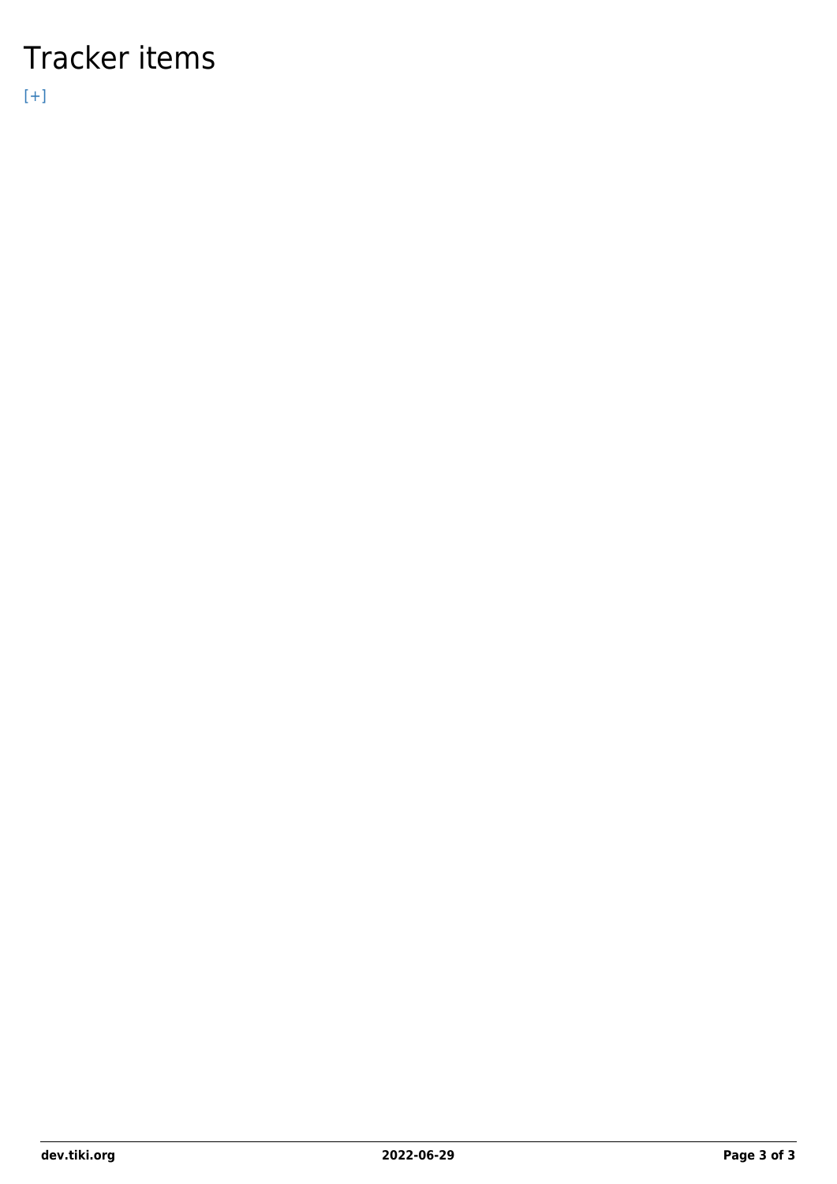# Tracker items

[+]